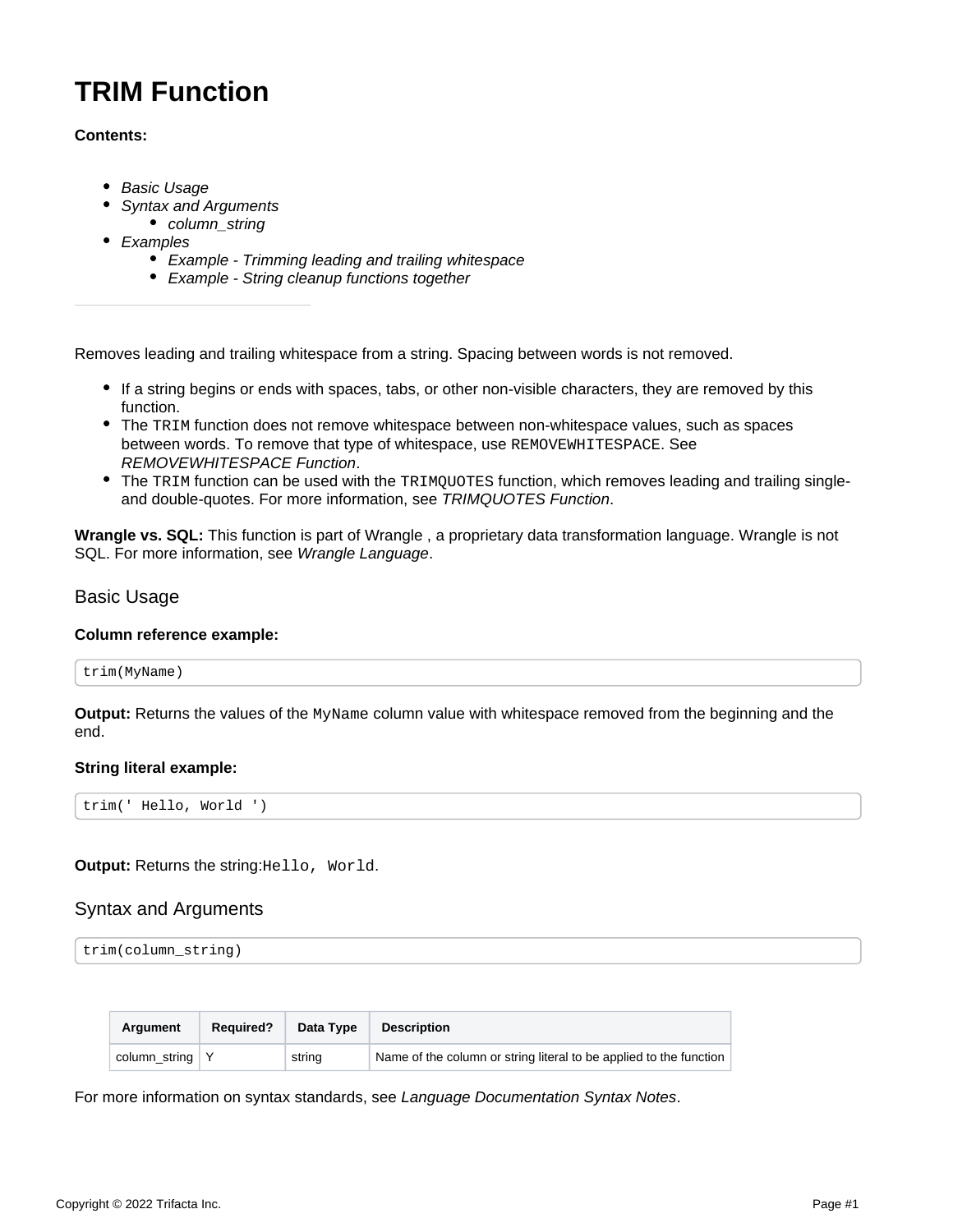# TRIM Function

**Contents:**

- *Basic Usage*
- *Syntax and Arguments*
    - *column_string*
- *Examples*
    - *Example - Trimming leading and trailing whitespace*
    - *Example - String cleanup functions together*

---

Removes leading and trailing whitespace from a string. Spacing between words is not removed.

- If a string begins or ends with spaces, tabs, or other non-visible characters, they are removed by this function.
- The `TRIM` function does not remove whitespace between non-whitespace values, such as spaces between words. To remove that type of whitespace, use `REMOVEWHITESPACE`. See *REMOVEWHITESPACE Function*.
- The `TRIM` function can be used with the `TRIMQUOTES` function, which removes leading and trailing single- and double-quotes. For more information, see *TRIMQUOTES Function*.

**Wrangle vs. SQL:** This function is part of Wrangle , a proprietary data transformation language. Wrangle is not SQL. For more information, see *Wrangle Language*.

## Basic Usage

**Column reference example:**

```
trim(MyName)
```

**Output:** Returns the values of the `MyName` column value with whitespace removed from the beginning and the end.

**String literal example:**

```
trim(' Hello, World ')
```

**Output:** Returns the string:`Hello, World`.

## Syntax and Arguments

```
trim(column_string)
```

| Argument | Required? | Data Type | Description |
|---|---|---|---|
| column_string | Y | string | Name of the column or string literal to be applied to the function |

For more information on syntax standards, see *Language Documentation Syntax Notes*.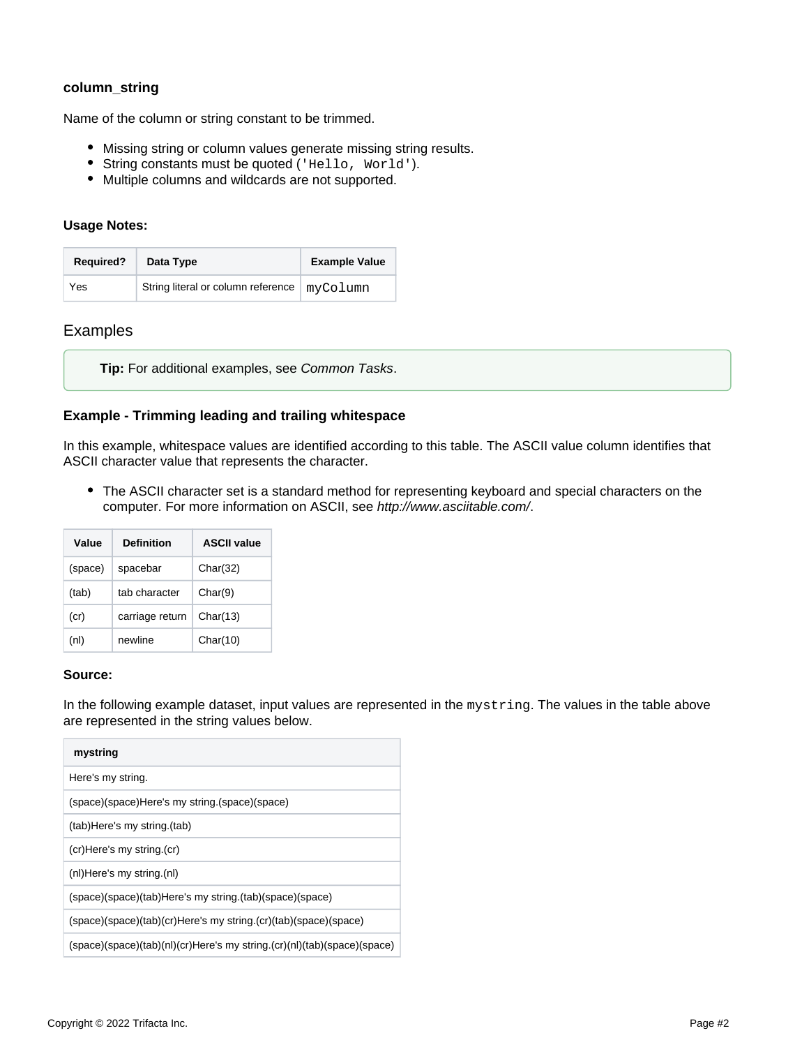**column_string**

Name of the column or string constant to be trimmed.

- Missing string or column values generate missing string results.
- String constants must be quoted (`'Hello, World'`).
- Multiple columns and wildcards are not supported.

**Usage Notes:**

| Required? | Data Type | Example Value |
| --- | --- | --- |
| Yes | String literal or column reference | `myColumn` |

## Examples

> **Tip:** For additional examples, see *Common Tasks*.

**Example - Trimming leading and trailing whitespace**

In this example, whitespace values are identified according to this table. The ASCII value column identifies that ASCII character value that represents the character.

- The ASCII character set is a standard method for representing keyboard and special characters on the computer. For more information on ASCII, see *http://www.asciitable.com/*.

| Value | Definition | ASCII value |
| --- | --- | --- |
| (space) | spacebar | Char(32) |
| (tab) | tab character | Char(9) |
| (cr) | carriage return | Char(13) |
| (nl) | newline | Char(10) |

**Source:**

In the following example dataset, input values are represented in the `mystring`. The values in the table above are represented in the string values below.

| mystring |
| --- |
| Here's my string. |
| (space)(space)Here's my string.(space)(space) |
| (tab)Here's my string.(tab) |
| (cr)Here's my string.(cr) |
| (nl)Here's my string.(nl) |
| (space)(space)(tab)Here's my string.(tab)(space)(space) |
| (space)(space)(tab)(cr)Here's my string.(cr)(tab)(space)(space) |
| (space)(space)(tab)(nl)(cr)Here's my string.(cr)(nl)(tab)(space)(space) |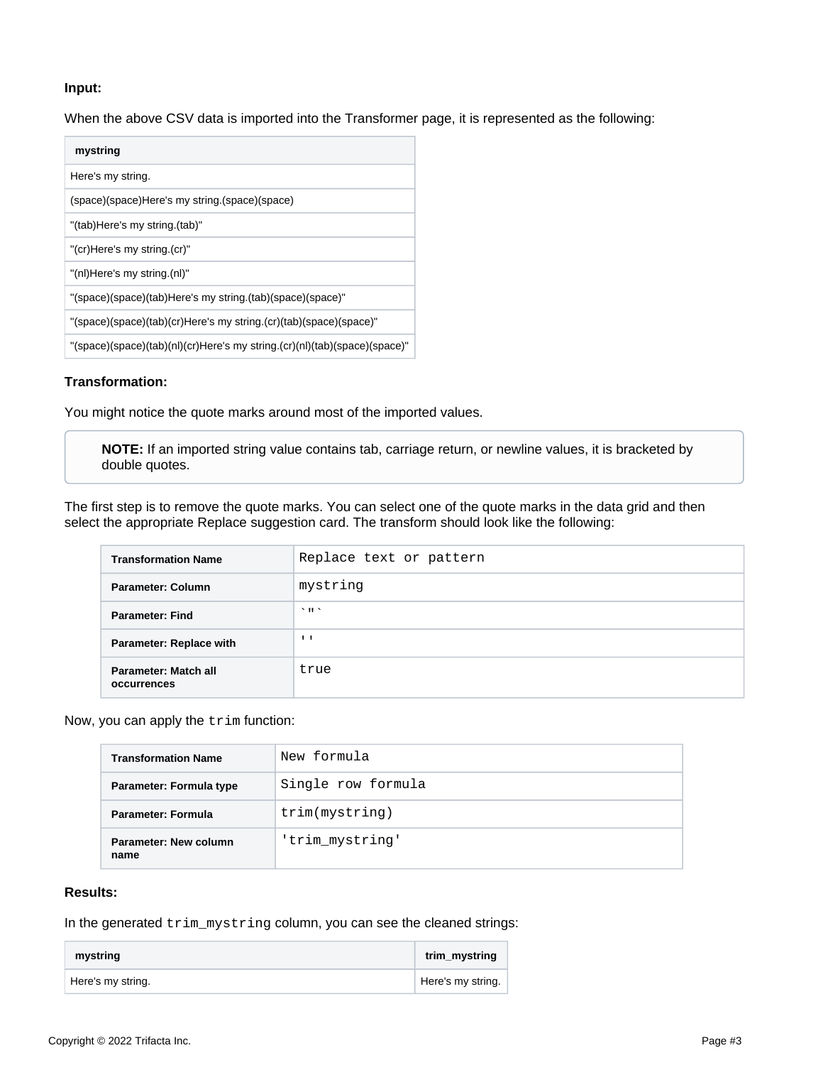**Input:**

When the above CSV data is imported into the Transformer page, it is represented as the following:

| mystring |
| --- |
| Here's my string. |
| (space)(space)Here's my string.(space)(space) |
| "(tab)Here's my string.(tab)" |
| "(cr)Here's my string.(cr)" |
| "(nl)Here's my string.(nl)" |
| "(space)(space)(tab)Here's my string.(tab)(space)(space)" |
| "(space)(space)(tab)(cr)Here's my string.(cr)(tab)(space)(space)" |
| "(space)(space)(tab)(nl)(cr)Here's my string.(cr)(nl)(tab)(space)(space)" |

**Transformation:**

You might notice the quote marks around most of the imported values.

> **NOTE:** If an imported string value contains tab, carriage return, or newline values, it is bracketed by double quotes.

The first step is to remove the quote marks. You can select one of the quote marks in the data grid and then select the appropriate Replace suggestion card. The transform should look like the following:

| Transformation Name | `Replace text or pattern` |
| --- | --- |
| Parameter: Column | `mystring` |
| Parameter: Find | `` `"` `` |
| Parameter: Replace with | `''` |
| Parameter: Match all occurrences | `true` |

Now, you can apply the `trim` function:

| Transformation Name | `New formula` |
| --- | --- |
| Parameter: Formula type | `Single row formula` |
| Parameter: Formula | `trim(mystring)` |
| Parameter: New column name | `'trim_mystring'` |

**Results:**

In the generated `trim_mystring` column, you can see the cleaned strings:

| mystring | trim_mystring |
| --- | --- |
| Here's my string. | Here's my string. |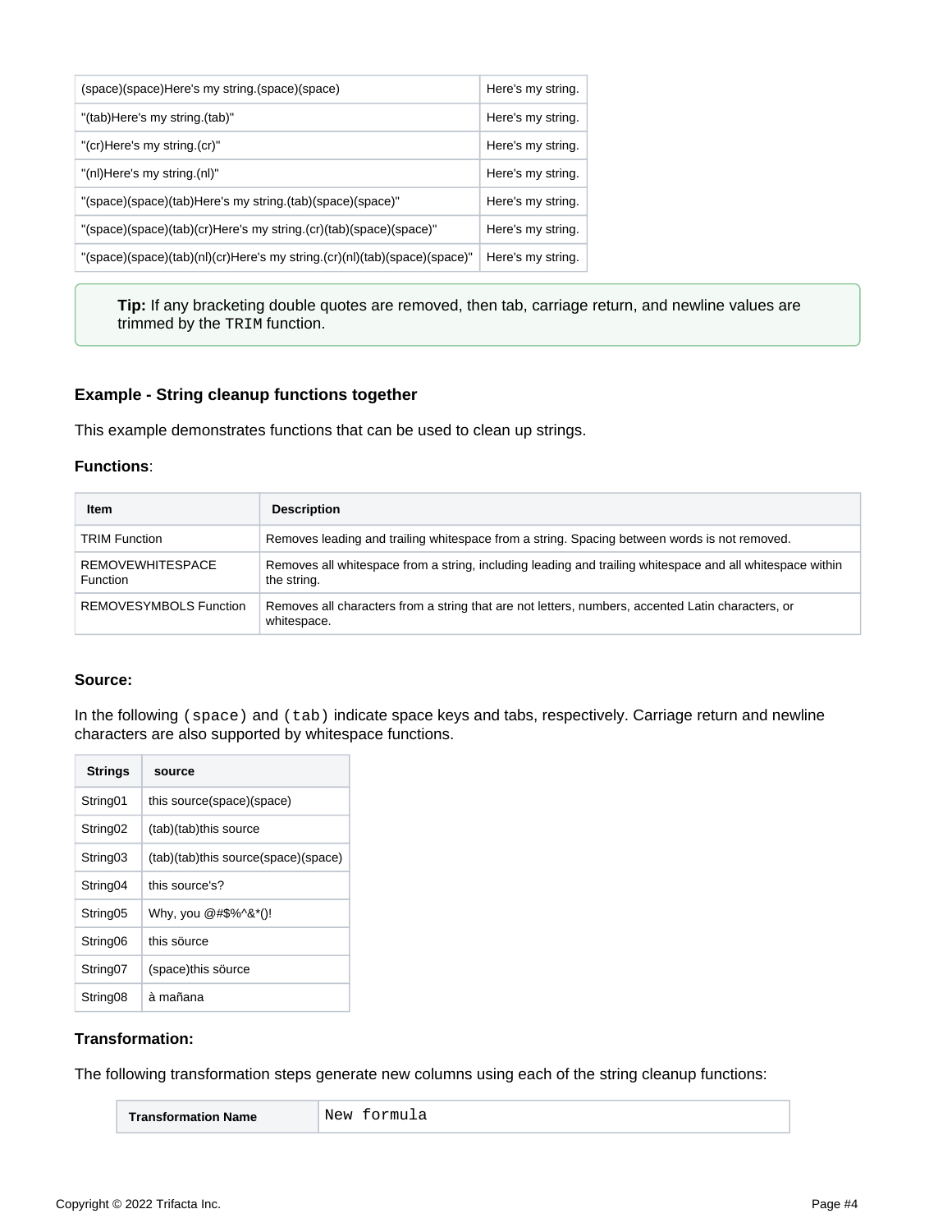| | |
|---|---|
| (space)(space)Here's my string.(space)(space) | Here's my string. |
| "(tab)Here's my string.(tab)" | Here's my string. |
| "(cr)Here's my string.(cr)" | Here's my string. |
| "(nl)Here's my string.(nl)" | Here's my string. |
| "(space)(space)(tab)Here's my string.(tab)(space)(space)" | Here's my string. |
| "(space)(space)(tab)(cr)Here's my string.(cr)(tab)(space)(space)" | Here's my string. |
| "(space)(space)(tab)(nl)(cr)Here's my string.(cr)(nl)(tab)(space)(space)" | Here's my string. |

> **Tip:** If any bracketing double quotes are removed, then tab, carriage return, and newline values are trimmed by the `TRIM` function.

### Example - String cleanup functions together

This example demonstrates functions that can be used to clean up strings.

**Functions**:

| Item | Description |
|---|---|
| TRIM Function | Removes leading and trailing whitespace from a string. Spacing between words is not removed. |
| REMOVEWHITESPACE Function | Removes all whitespace from a string, including leading and trailing whitespace and all whitespace within the string. |
| REMOVESYMBOLS Function | Removes all characters from a string that are not letters, numbers, accented Latin characters, or whitespace. |

**Source:**

In the following `(space)` and `(tab)` indicate space keys and tabs, respectively. Carriage return and newline characters are also supported by whitespace functions.

| Strings | source |
|---|---|
| String01 | this source(space)(space) |
| String02 | (tab)(tab)this source |
| String03 | (tab)(tab)this source(space)(space) |
| String04 | this source's? |
| String05 | Why, you @#$%^&*()! |
| String06 | this söurce |
| String07 | (space)this söurce |
| String08 | à mañana |

**Transformation:**

The following transformation steps generate new columns using each of the string cleanup functions:

| Transformation Name | `New formula` |
|---|---|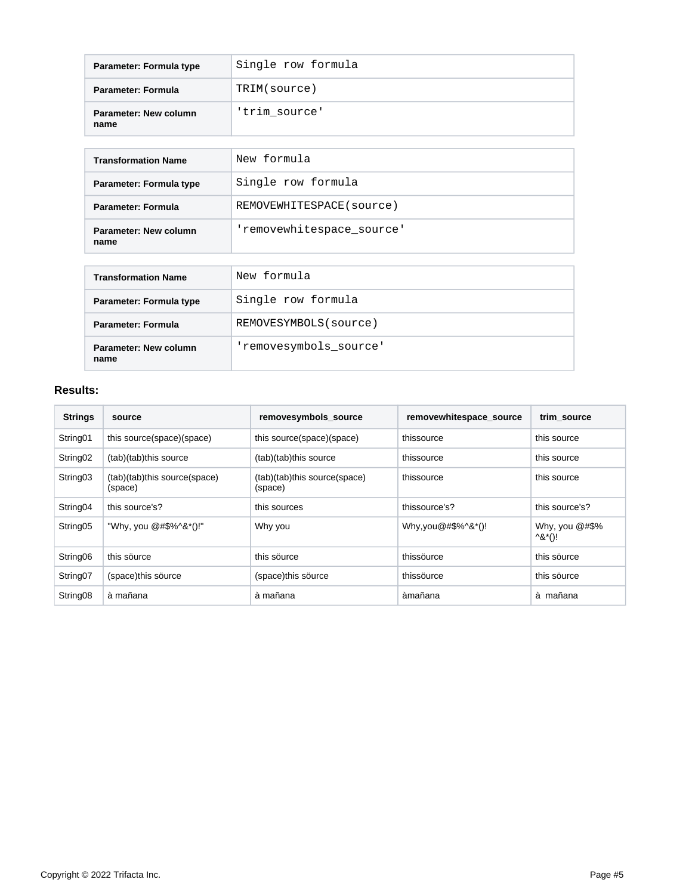| | |
|---|---|
| **Parameter: Formula type** | Single row formula |
| **Parameter: Formula** | TRIM(source) |
| **Parameter: New column name** | 'trim_source' |

| | |
|---|---|
| **Transformation Name** | New formula |
| **Parameter: Formula type** | Single row formula |
| **Parameter: Formula** | REMOVEWHITESPACE(source) |
| **Parameter: New column name** | 'removewhitespace_source' |

| | |
|---|---|
| **Transformation Name** | New formula |
| **Parameter: Formula type** | Single row formula |
| **Parameter: Formula** | REMOVESYMBOLS(source) |
| **Parameter: New column name** | 'removesymbols_source' |

**Results:**

| Strings | source | removesymbols_source | removewhitespace_source | trim_source |
|---|---|---|---|---|
| String01 | this source(space)(space) | this source(space)(space) | thissource | this source |
| String02 | (tab)(tab)this source | (tab)(tab)this source | thissource | this source |
| String03 | (tab)(tab)this source(space)(space) | (tab)(tab)this source(space)(space) | thissource | this source |
| String04 | this source's? | this sources | thissource's? | this source's? |
| String05 | "Why, you @#$%^&*()!" | Why you | Why,you@#$%^&*()! | Why, you @#$%^&*()! |
| String06 | this söurce | this söurce | thissöurce | this söurce |
| String07 | (space)this söurce | (space)this söurce | thissöurce | this söurce |
| String08 | à mañana | à mañana | àmañana | à  mañana |